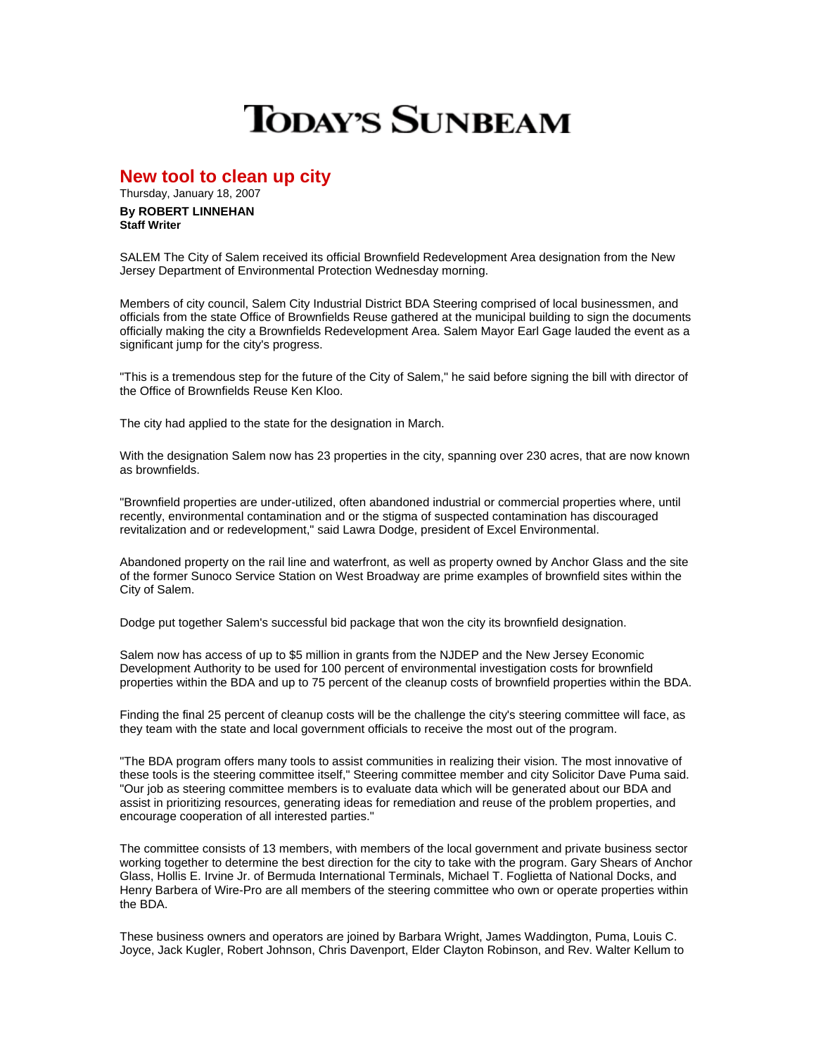# TODAY'S SUNBEAM

## New tool to clean up city

Thursday, January 18, 2007

**By ROBERT LINNEHAN**
**Staff Writer**

SALEM The City of Salem received its official Brownfield Redevelopment Area designation from the New Jersey Department of Environmental Protection Wednesday morning.

Members of city council, Salem City Industrial District BDA Steering comprised of local businessmen, and officials from the state Office of Brownfields Reuse gathered at the municipal building to sign the documents officially making the city a Brownfields Redevelopment Area. Salem Mayor Earl Gage lauded the event as a significant jump for the city's progress.

"This is a tremendous step for the future of the City of Salem," he said before signing the bill with director of the Office of Brownfields Reuse Ken Kloo.

The city had applied to the state for the designation in March.

With the designation Salem now has 23 properties in the city, spanning over 230 acres, that are now known as brownfields.

"Brownfield properties are under-utilized, often abandoned industrial or commercial properties where, until recently, environmental contamination and or the stigma of suspected contamination has discouraged revitalization and or redevelopment," said Lawra Dodge, president of Excel Environmental.

Abandoned property on the rail line and waterfront, as well as property owned by Anchor Glass and the site of the former Sunoco Service Station on West Broadway are prime examples of brownfield sites within the City of Salem.

Dodge put together Salem's successful bid package that won the city its brownfield designation.

Salem now has access of up to $5 million in grants from the NJDEP and the New Jersey Economic Development Authority to be used for 100 percent of environmental investigation costs for brownfield properties within the BDA and up to 75 percent of the cleanup costs of brownfield properties within the BDA.

Finding the final 25 percent of cleanup costs will be the challenge the city's steering committee will face, as they team with the state and local government officials to receive the most out of the program.

"The BDA program offers many tools to assist communities in realizing their vision. The most innovative of these tools is the steering committee itself," Steering committee member and city Solicitor Dave Puma said. "Our job as steering committee members is to evaluate data which will be generated about our BDA and assist in prioritizing resources, generating ideas for remediation and reuse of the problem properties, and encourage cooperation of all interested parties."

The committee consists of 13 members, with members of the local government and private business sector working together to determine the best direction for the city to take with the program. Gary Shears of Anchor Glass, Hollis E. Irvine Jr. of Bermuda International Terminals, Michael T. Foglietta of National Docks, and Henry Barbera of Wire-Pro are all members of the steering committee who own or operate properties within the BDA.

These business owners and operators are joined by Barbara Wright, James Waddington, Puma, Louis C. Joyce, Jack Kugler, Robert Johnson, Chris Davenport, Elder Clayton Robinson, and Rev. Walter Kellum to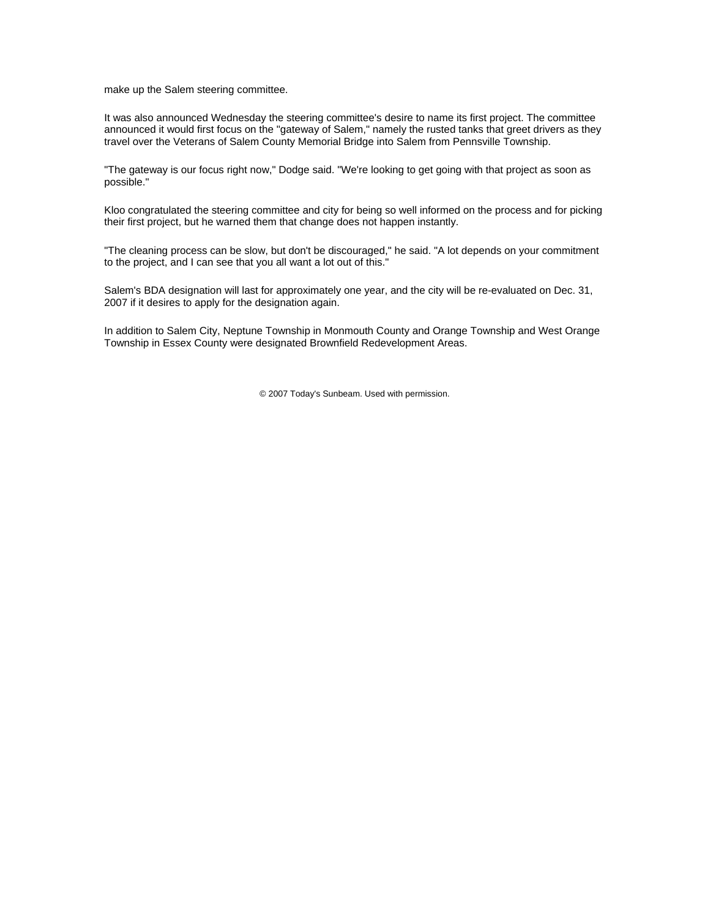make up the Salem steering committee.

It was also announced Wednesday the steering committee's desire to name its first project. The committee announced it would first focus on the "gateway of Salem," namely the rusted tanks that greet drivers as they travel over the Veterans of Salem County Memorial Bridge into Salem from Pennsville Township.

"The gateway is our focus right now," Dodge said. "We're looking to get going with that project as soon as possible."

Kloo congratulated the steering committee and city for being so well informed on the process and for picking their first project, but he warned them that change does not happen instantly.

"The cleaning process can be slow, but don't be discouraged," he said. "A lot depends on your commitment to the project, and I can see that you all want a lot out of this."

Salem's BDA designation will last for approximately one year, and the city will be re-evaluated on Dec. 31, 2007 if it desires to apply for the designation again.

In addition to Salem City, Neptune Township in Monmouth County and Orange Township and West Orange Township in Essex County were designated Brownfield Redevelopment Areas.

© 2007 Today's Sunbeam. Used with permission.